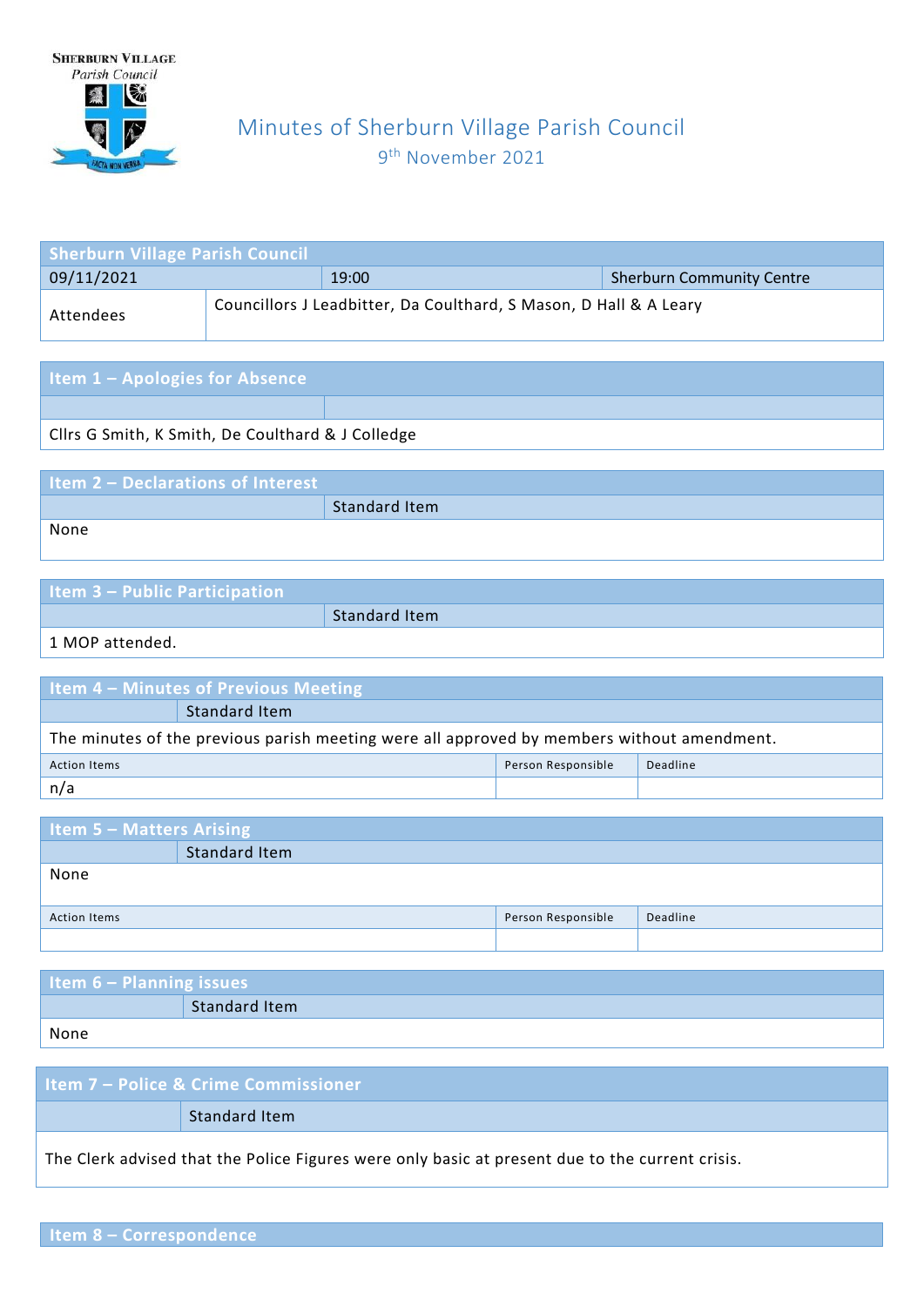Sherburn Village
Parish Council

FACTA NON VERBA

# Minutes of Sherburn Village Parish Council

9th November 2021

| Sherburn Village Parish Council | | |
|---|---|---|
| 09/11/2021 | 19:00 | Sherburn Community Centre |
| Attendees | Councillors J Leadbitter, Da Coulthard, S Mason, D Hall & A Leary | |

| Item 1 – Apologies for Absence |
|---|
| Cllrs G Smith, K Smith, De Coulthard & J Colledge |

| Item 2 – Declarations of Interest | |
|---|---|
| | Standard Item |
| None | |

| Item 3 – Public Participation | |
|---|---|
| | Standard Item |
| 1 MOP attended. | |

| Item 4 – Minutes of Previous Meeting | | |
|---|---|---|
| Standard Item | | |
| The minutes of the previous parish meeting were all approved by members without amendment. | | |
| Action Items | Person Responsible | Deadline |
| n/a | | |

| Item 5 – Matters Arising | | |
|---|---|---|
| Standard Item | | |
| None | | |
| Action Items | Person Responsible | Deadline |
| | | |

| Item 6 – Planning issues |
|---|
| Standard Item |
| None |

| Item 7 – Police & Crime Commissioner |
|---|
| Standard Item |
| The Clerk advised that the Police Figures were only basic at present due to the current crisis. |

| Item 8 – Correspondence |
|---|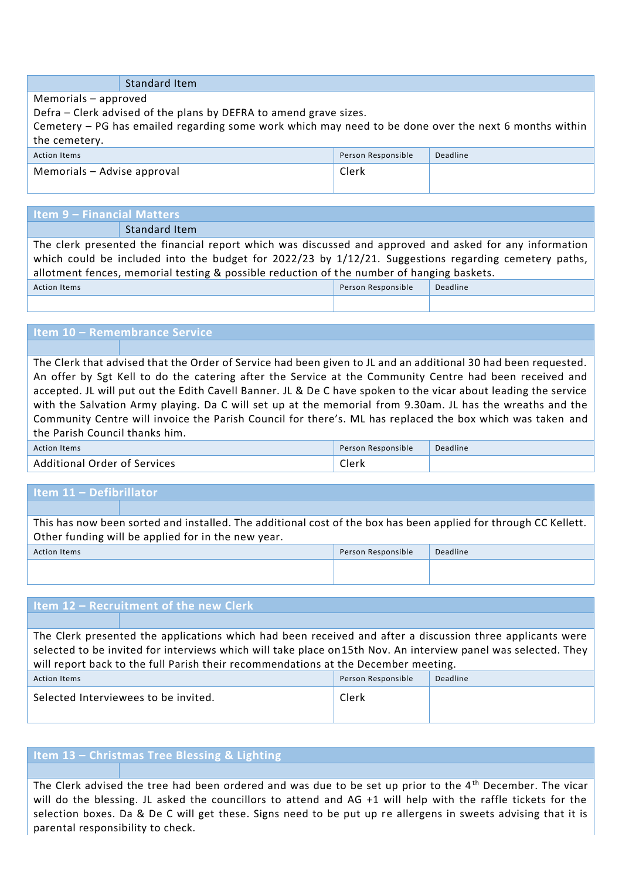| | Standard Item |
|---|---|

Memorials – approved
Defra – Clerk advised of the plans by DEFRA to amend grave sizes.
Cemetery – PG has emailed regarding some work which may need to be done over the next 6 months within the cemetery.

| Action Items | Person Responsible | Deadline |
|---|---|---|
| Memorials – Advise approval | Clerk | |

## Item 9 – Financial Matters

| | Standard Item |
|---|---|

The clerk presented the financial report which was discussed and approved and asked for any information which could be included into the budget for 2022/23 by 1/12/21. Suggestions regarding cemetery paths, allotment fences, memorial testing & possible reduction of the number of hanging baskets.

| Action Items | Person Responsible | Deadline |
|---|---|---|
| | | |

## Item 10 – Remembrance Service

The Clerk that advised that the Order of Service had been given to JL and an additional 30 had been requested. An offer by Sgt Kell to do the catering after the Service at the Community Centre had been received and accepted. JL will put out the Edith Cavell Banner. JL & De C have spoken to the vicar about leading the service with the Salvation Army playing. Da C will set up at the memorial from 9.30am. JL has the wreaths and the Community Centre will invoice the Parish Council for there's. ML has replaced the box which was taken and the Parish Council thanks him.

| Action Items | Person Responsible | Deadline |
|---|---|---|
| Additional Order of Services | Clerk | |

## Item 11 – Defibrillator

This has now been sorted and installed. The additional cost of the box has been applied for through CC Kellett. Other funding will be applied for in the new year.

| Action Items | Person Responsible | Deadline |
|---|---|---|
| | | |

## Item 12 – Recruitment of the new Clerk

The Clerk presented the applications which had been received and after a discussion three applicants were selected to be invited for interviews which will take place on15th Nov. An interview panel was selected. They will report back to the full Parish their recommendations at the December meeting.

| Action Items | Person Responsible | Deadline |
|---|---|---|
| Selected Interviewees to be invited. | Clerk | |

## Item 13 – Christmas Tree Blessing & Lighting

The Clerk advised the tree had been ordered and was due to be set up prior to the 4th December. The vicar will do the blessing. JL asked the councillors to attend and AG +1 will help with the raffle tickets for the selection boxes. Da & De C will get these. Signs need to be put up re allergens in sweets advising that it is parental responsibility to check.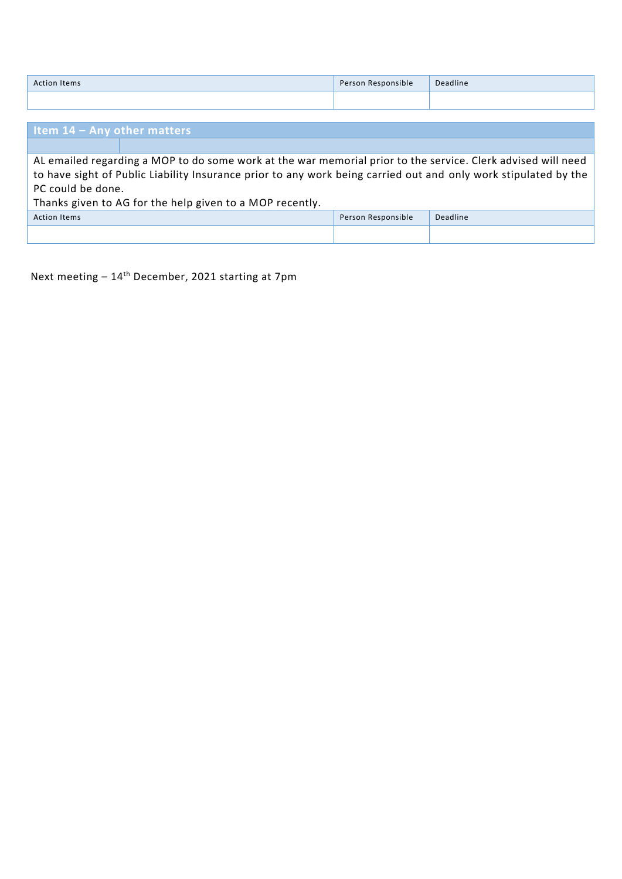| Action Items | Person Responsible | Deadline |
|---|---|---|
| | | |

## Item 14 – Any other matters

AL emailed regarding a MOP to do some work at the war memorial prior to the service. Clerk advised will need to have sight of Public Liability Insurance prior to any work being carried out and only work stipulated by the PC could be done.
Thanks given to AG for the help given to a MOP recently.

| Action Items | Person Responsible | Deadline |
|---|---|---|
| | | |

Next meeting – 14th December, 2021 starting at 7pm